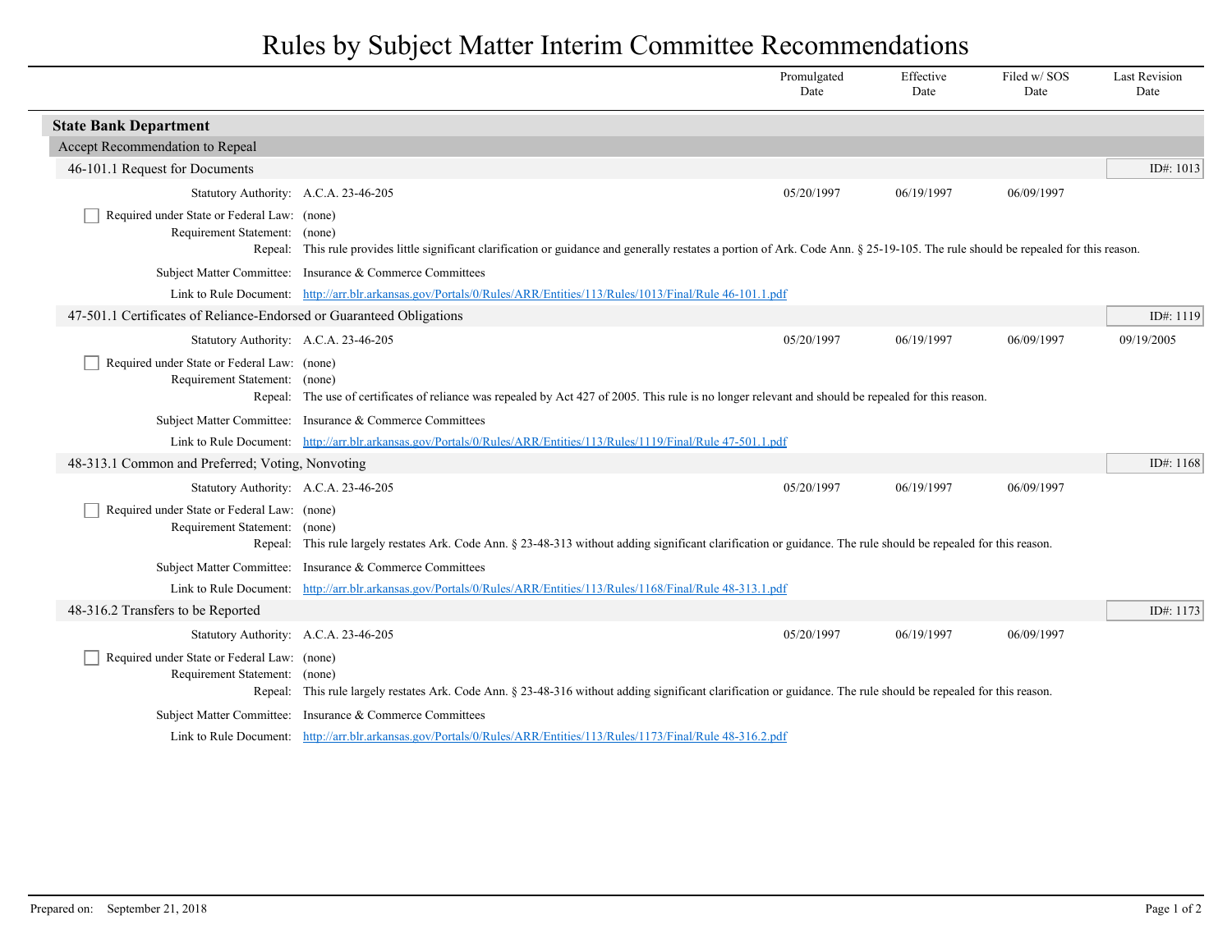# Rules by Subject Matter Interim Committee Recommendations

| | Promulgated Date | Effective Date | Filed w/ SOS Date | Last Revision Date |
|---|---|---|---|---|

## State Bank Department

### Accept Recommendation to Repeal

#### 46-101.1 Request for Documents

ID#: 1013

| | Promulgated Date | Effective Date | Filed w/ SOS Date | Last Revision Date |
|---|---|---|---|---|
| Statutory Authority: A.C.A. 23-46-205 | 05/20/1997 | 06/19/1997 | 06/09/1997 | |

- [ ] Required under State or Federal Law: (none)

Requirement Statement: (none)

Repeal: This rule provides little significant clarification or guidance and generally restates a portion of Ark. Code Ann. § 25-19-105. The rule should be repealed for this reason.

Subject Matter Committee: Insurance & Commerce Committees

Link to Rule Document: [http://arr.blr.arkansas.gov/Portals/0/Rules/ARR/Entities/113/Rules/1013/Final/Rule 46-101.1.pdf](http://arr.blr.arkansas.gov/Portals/0/Rules/ARR/Entities/113/Rules/1013/Final/Rule 46-101.1.pdf)

#### 47-501.1 Certificates of Reliance-Endorsed or Guaranteed Obligations

ID#: 1119

| | Promulgated Date | Effective Date | Filed w/ SOS Date | Last Revision Date |
|---|---|---|---|---|
| Statutory Authority: A.C.A. 23-46-205 | 05/20/1997 | 06/19/1997 | 06/09/1997 | 09/19/2005 |

- [ ] Required under State or Federal Law: (none)

Requirement Statement: (none)

Repeal: The use of certificates of reliance was repealed by Act 427 of 2005. This rule is no longer relevant and should be repealed for this reason.

Subject Matter Committee: Insurance & Commerce Committees

Link to Rule Document: [http://arr.blr.arkansas.gov/Portals/0/Rules/ARR/Entities/113/Rules/1119/Final/Rule 47-501.1.pdf](http://arr.blr.arkansas.gov/Portals/0/Rules/ARR/Entities/113/Rules/1119/Final/Rule 47-501.1.pdf)

#### 48-313.1 Common and Preferred; Voting, Nonvoting

ID#: 1168

| | Promulgated Date | Effective Date | Filed w/ SOS Date | Last Revision Date |
|---|---|---|---|---|
| Statutory Authority: A.C.A. 23-46-205 | 05/20/1997 | 06/19/1997 | 06/09/1997 | |

- [ ] Required under State or Federal Law: (none)

Requirement Statement: (none)

Repeal: This rule largely restates Ark. Code Ann. § 23-48-313 without adding significant clarification or guidance. The rule should be repealed for this reason.

Subject Matter Committee: Insurance & Commerce Committees

Link to Rule Document: [http://arr.blr.arkansas.gov/Portals/0/Rules/ARR/Entities/113/Rules/1168/Final/Rule 48-313.1.pdf](http://arr.blr.arkansas.gov/Portals/0/Rules/ARR/Entities/113/Rules/1168/Final/Rule 48-313.1.pdf)

#### 48-316.2 Transfers to be Reported

ID#: 1173

| | Promulgated Date | Effective Date | Filed w/ SOS Date | Last Revision Date |
|---|---|---|---|---|
| Statutory Authority: A.C.A. 23-46-205 | 05/20/1997 | 06/19/1997 | 06/09/1997 | |

- [ ] Required under State or Federal Law: (none)

Requirement Statement: (none)

Repeal: This rule largely restates Ark. Code Ann. § 23-48-316 without adding significant clarification or guidance. The rule should be repealed for this reason.

Subject Matter Committee: Insurance & Commerce Committees

Link to Rule Document: [http://arr.blr.arkansas.gov/Portals/0/Rules/ARR/Entities/113/Rules/1173/Final/Rule 48-316.2.pdf](http://arr.blr.arkansas.gov/Portals/0/Rules/ARR/Entities/113/Rules/1173/Final/Rule 48-316.2.pdf)

Prepared on: September 21, 2018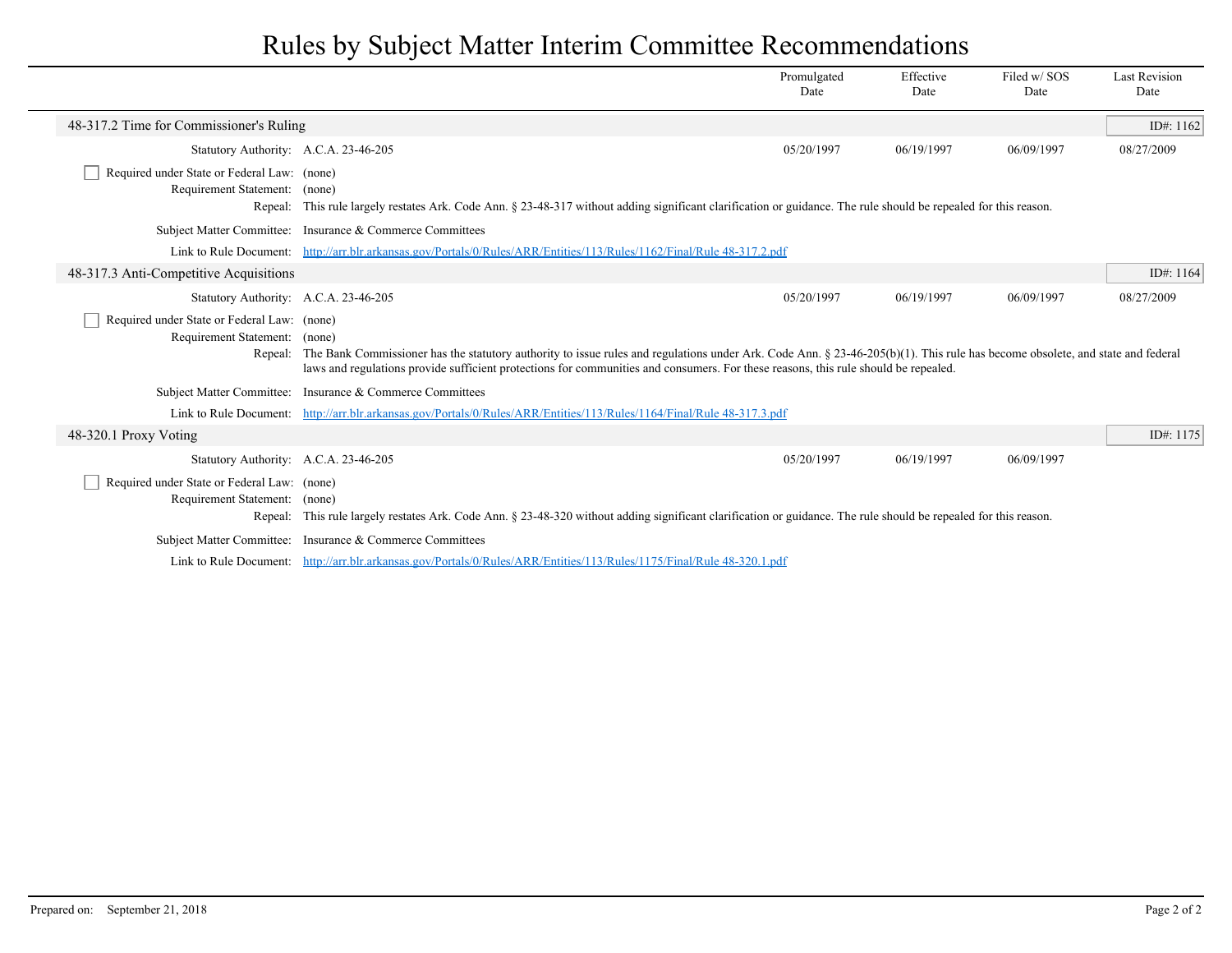# Rules by Subject Matter Interim Committee Recommendations

| | Promulgated Date | Effective Date | Filed w/ SOS Date | Last Revision Date |
|---|---|---|---|---|

## 48-317.2 Time for Commissioner's Ruling

ID#: 1162

| | | Promulgated Date | Effective Date | Filed w/ SOS Date | Last Revision Date |
|---|---|---|---|---|---|
| Statutory Authority: | A.C.A. 23-46-205 | 05/20/1997 | 06/19/1997 | 06/09/1997 | 08/27/2009 |

☐ Required under State or Federal Law: (none)

Requirement Statement: (none)

Repeal: This rule largely restates Ark. Code Ann. § 23-48-317 without adding significant clarification or guidance. The rule should be repealed for this reason.

Subject Matter Committee: Insurance & Commerce Committees

Link to Rule Document: [http://arr.blr.arkansas.gov/Portals/0/Rules/ARR/Entities/113/Rules/1162/Final/Rule 48-317.2.pdf](http://arr.blr.arkansas.gov/Portals/0/Rules/ARR/Entities/113/Rules/1162/Final/Rule 48-317.2.pdf)

## 48-317.3 Anti-Competitive Acquisitions

ID#: 1164

| | | Promulgated Date | Effective Date | Filed w/ SOS Date | Last Revision Date |
|---|---|---|---|---|---|
| Statutory Authority: | A.C.A. 23-46-205 | 05/20/1997 | 06/19/1997 | 06/09/1997 | 08/27/2009 |

☐ Required under State or Federal Law: (none)

Requirement Statement: (none)

Repeal: The Bank Commissioner has the statutory authority to issue rules and regulations under Ark. Code Ann. § 23-46-205(b)(1). This rule has become obsolete, and state and federal laws and regulations provide sufficient protections for communities and consumers. For these reasons, this rule should be repealed.

Subject Matter Committee: Insurance & Commerce Committees

Link to Rule Document: [http://arr.blr.arkansas.gov/Portals/0/Rules/ARR/Entities/113/Rules/1164/Final/Rule 48-317.3.pdf](http://arr.blr.arkansas.gov/Portals/0/Rules/ARR/Entities/113/Rules/1164/Final/Rule 48-317.3.pdf)

## 48-320.1 Proxy Voting

ID#: 1175

| | | Promulgated Date | Effective Date | Filed w/ SOS Date | Last Revision Date |
|---|---|---|---|---|---|
| Statutory Authority: | A.C.A. 23-46-205 | 05/20/1997 | 06/19/1997 | 06/09/1997 | |

☐ Required under State or Federal Law: (none)

Requirement Statement: (none)

Repeal: This rule largely restates Ark. Code Ann. § 23-48-320 without adding significant clarification or guidance. The rule should be repealed for this reason.

Subject Matter Committee: Insurance & Commerce Committees

Link to Rule Document: [http://arr.blr.arkansas.gov/Portals/0/Rules/ARR/Entities/113/Rules/1175/Final/Rule 48-320.1.pdf](http://arr.blr.arkansas.gov/Portals/0/Rules/ARR/Entities/113/Rules/1175/Final/Rule 48-320.1.pdf)

Prepared on: September 21, 2018